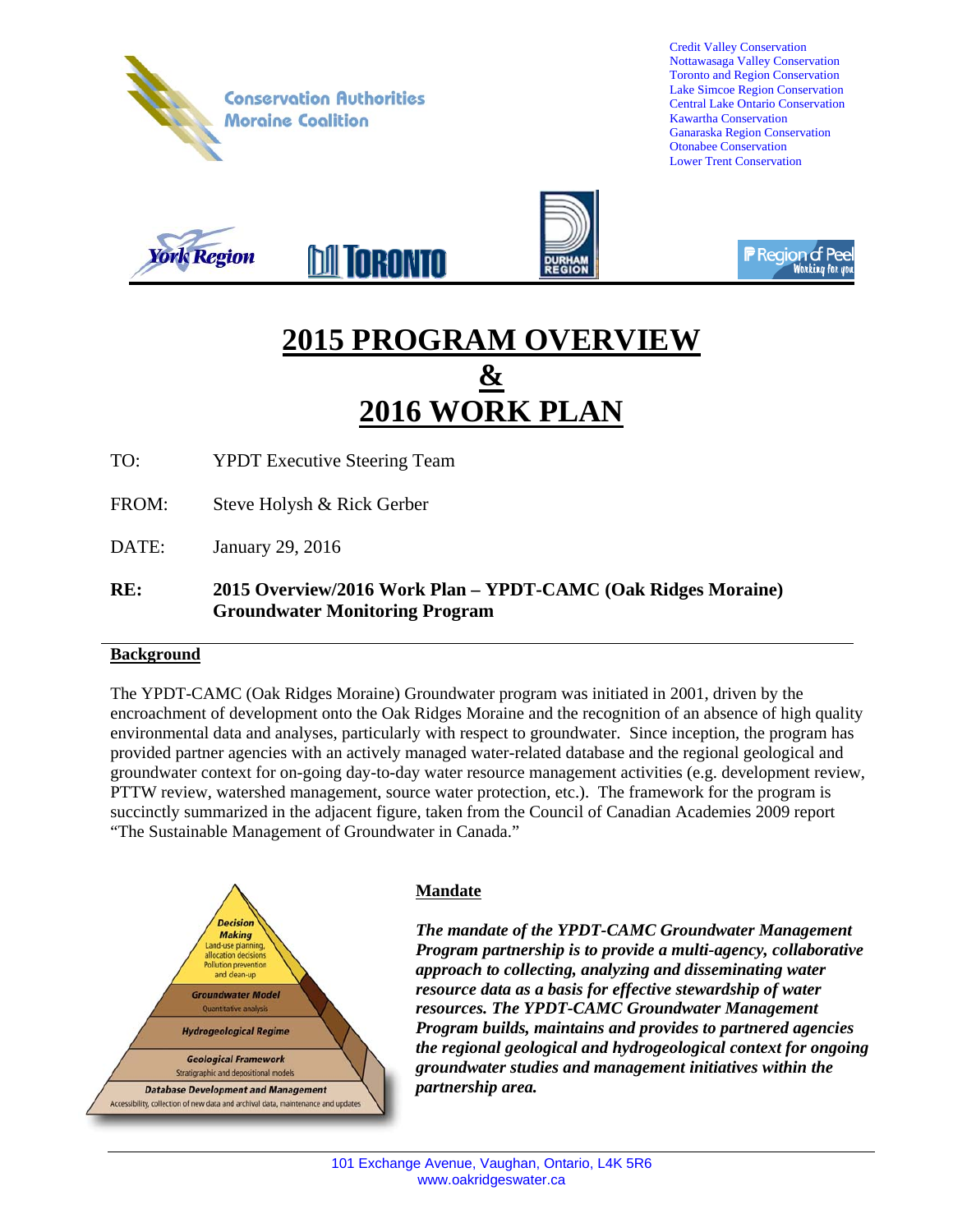Conservation Authorities Moraine Coalition

Credit Valley Conservation
Nottawasaga Valley Conservation
Toronto and Region Conservation
Lake Simcoe Region Conservation
Central Lake Ontario Conservation
Kawartha Conservation
Ganaraska Region Conservation
Otonabee Conservation
Lower Trent Conservation

York Region | Toronto | Durham Region | Region of Peel Working for you

# 2015 PROGRAM OVERVIEW & 2016 WORK PLAN

TO: YPDT Executive Steering Team

FROM: Steve Holysh & Rick Gerber

DATE: January 29, 2016

**RE: 2015 Overview/2016 Work Plan – YPDT-CAMC (Oak Ridges Moraine) Groundwater Monitoring Program**

## Background

The YPDT-CAMC (Oak Ridges Moraine) Groundwater program was initiated in 2001, driven by the encroachment of development onto the Oak Ridges Moraine and the recognition of an absence of high quality environmental data and analyses, particularly with respect to groundwater. Since inception, the program has provided partner agencies with an actively managed water-related database and the regional geological and groundwater context for on-going day-to-day water resource management activities (e.g. development review, PTTW review, watershed management, source water protection, etc.). The framework for the program is succinctly summarized in the adjacent figure, taken from the Council of Canadian Academies 2009 report "The Sustainable Management of Groundwater in Canada."

Decision Making
Land-use planning, allocation decisions
Pollution prevention and clean-up

Groundwater Model
Quantitative analysis

Hydrogeological Regime

Geological Framework
Stratigraphic and depositional models

Database Development and Management
Accessibility, collection of new data and archival data, maintenance and updates

## Mandate

***The mandate of the YPDT-CAMC Groundwater Management Program partnership is to provide a multi-agency, collaborative approach to collecting, analyzing and disseminating water resource data as a basis for effective stewardship of water resources. The YPDT-CAMC Groundwater Management Program builds, maintains and provides to partnered agencies the regional geological and hydrogeological context for ongoing groundwater studies and management initiatives within the partnership area.***

101 Exchange Avenue, Vaughan, Ontario, L4K 5R6
www.oakridgeswater.ca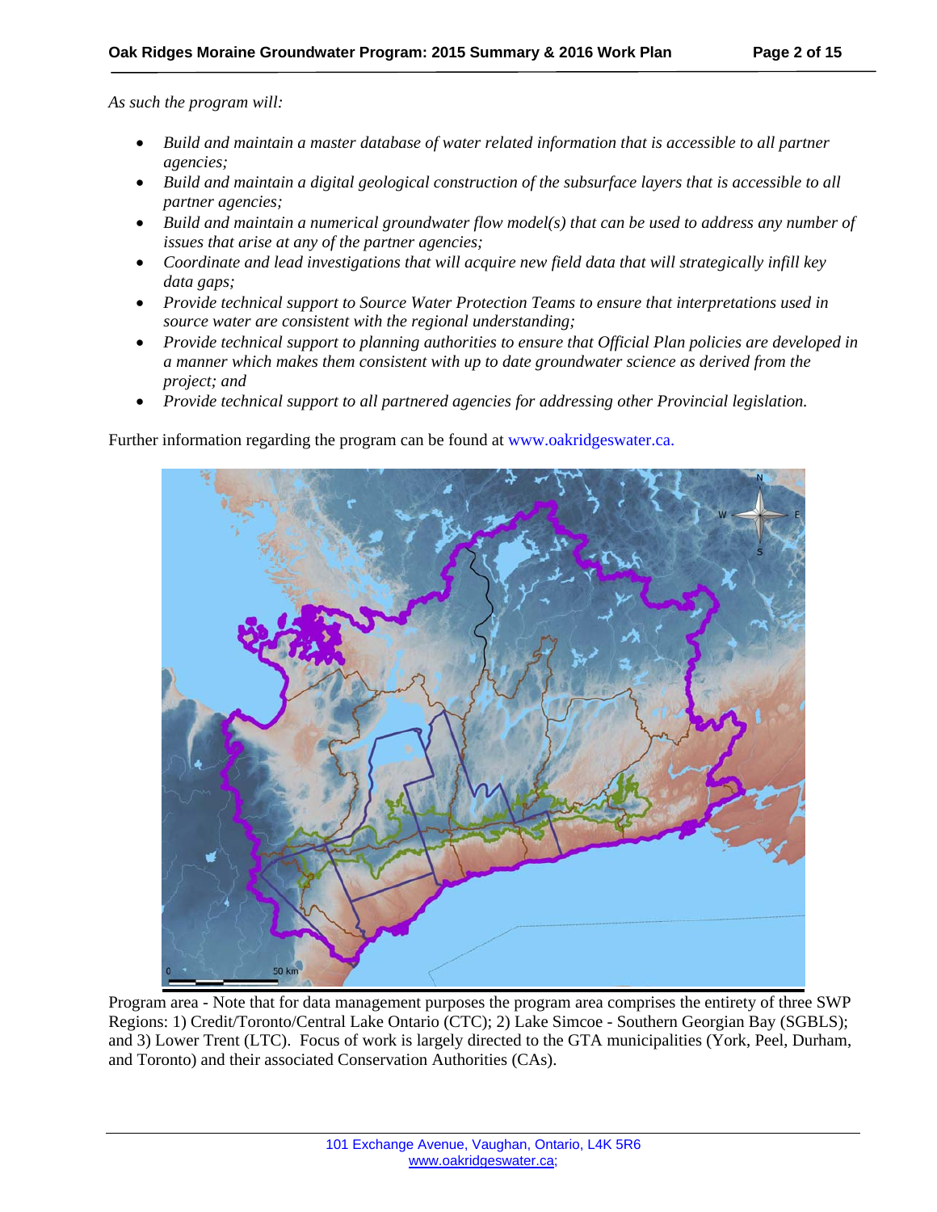*As such the program will:*

- *Build and maintain a master database of water related information that is accessible to all partner agencies;*
- *Build and maintain a digital geological construction of the subsurface layers that is accessible to all partner agencies;*
- *Build and maintain a numerical groundwater flow model(s) that can be used to address any number of issues that arise at any of the partner agencies;*
- *Coordinate and lead investigations that will acquire new field data that will strategically infill key data gaps;*
- *Provide technical support to Source Water Protection Teams to ensure that interpretations used in source water are consistent with the regional understanding;*
- *Provide technical support to planning authorities to ensure that Official Plan policies are developed in a manner which makes them consistent with up to date groundwater science as derived from the project; and*
- *Provide technical support to all partnered agencies for addressing other Provincial legislation.*

Further information regarding the program can be found at www.oakridgeswater.ca.

N
W
E
S
0
50 km

Program area - Note that for data management purposes the program area comprises the entirety of three SWP Regions: 1) Credit/Toronto/Central Lake Ontario (CTC); 2) Lake Simcoe - Southern Georgian Bay (SGBLS); and 3) Lower Trent (LTC). Focus of work is largely directed to the GTA municipalities (York, Peel, Durham, and Toronto) and their associated Conservation Authorities (CAs).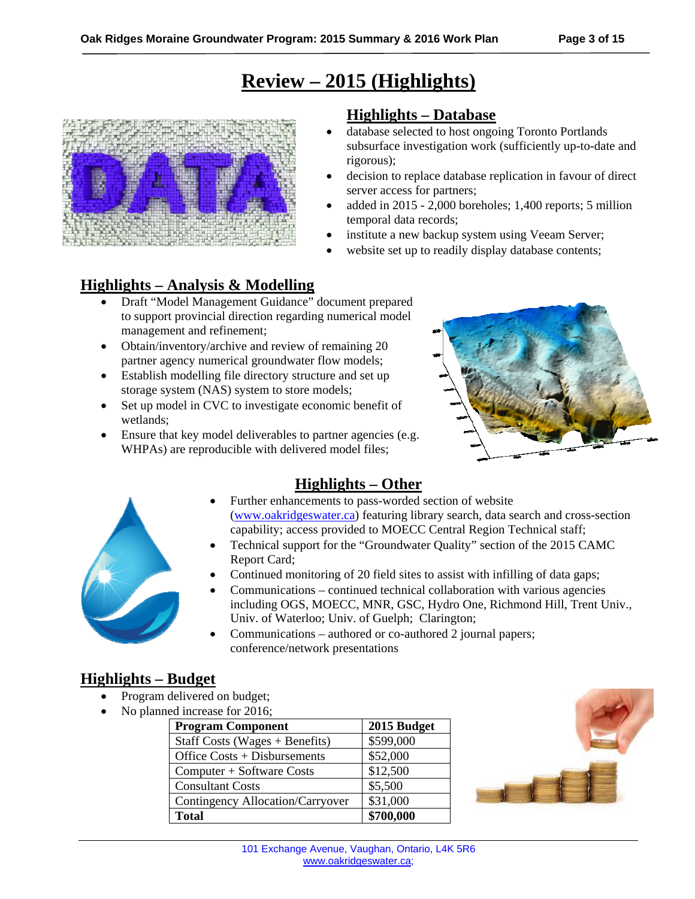# Review – 2015 (Highlights)

## Highlights – Database

- database selected to host ongoing Toronto Portlands subsurface investigation work (sufficiently up-to-date and rigorous);
- decision to replace database replication in favour of direct server access for partners;
- added in 2015 - 2,000 boreholes; 1,400 reports; 5 million temporal data records;
- institute a new backup system using Veeam Server;
- website set up to readily display database contents;

## Highlights – Analysis & Modelling

- Draft "Model Management Guidance" document prepared to support provincial direction regarding numerical model management and refinement;
- Obtain/inventory/archive and review of remaining 20 partner agency numerical groundwater flow models;
- Establish modelling file directory structure and set up storage system (NAS) system to store models;
- Set up model in CVC to investigate economic benefit of wetlands;
- Ensure that key model deliverables to partner agencies (e.g. WHPAs) are reproducible with delivered model files;

## Highlights – Other

- Further enhancements to pass-worded section of website (www.oakridgeswater.ca) featuring library search, data search and cross-section capability; access provided to MOECC Central Region Technical staff;
- Technical support for the "Groundwater Quality" section of the 2015 CAMC Report Card;
- Continued monitoring of 20 field sites to assist with infilling of data gaps;
- Communications – continued technical collaboration with various agencies including OGS, MOECC, MNR, GSC, Hydro One, Richmond Hill, Trent Univ., Univ. of Waterloo; Univ. of Guelph; Clarington;
- Communications – authored or co-authored 2 journal papers; conference/network presentations

## Highlights – Budget

- Program delivered on budget;
- No planned increase for 2016;

| Program Component | 2015 Budget |
|---|---|
| Staff Costs (Wages + Benefits) | $599,000 |
| Office Costs + Disbursements | $52,000 |
| Computer + Software Costs | $12,500 |
| Consultant Costs | $5,500 |
| Contingency Allocation/Carryover | $31,000 |
| **Total** | **$700,000** |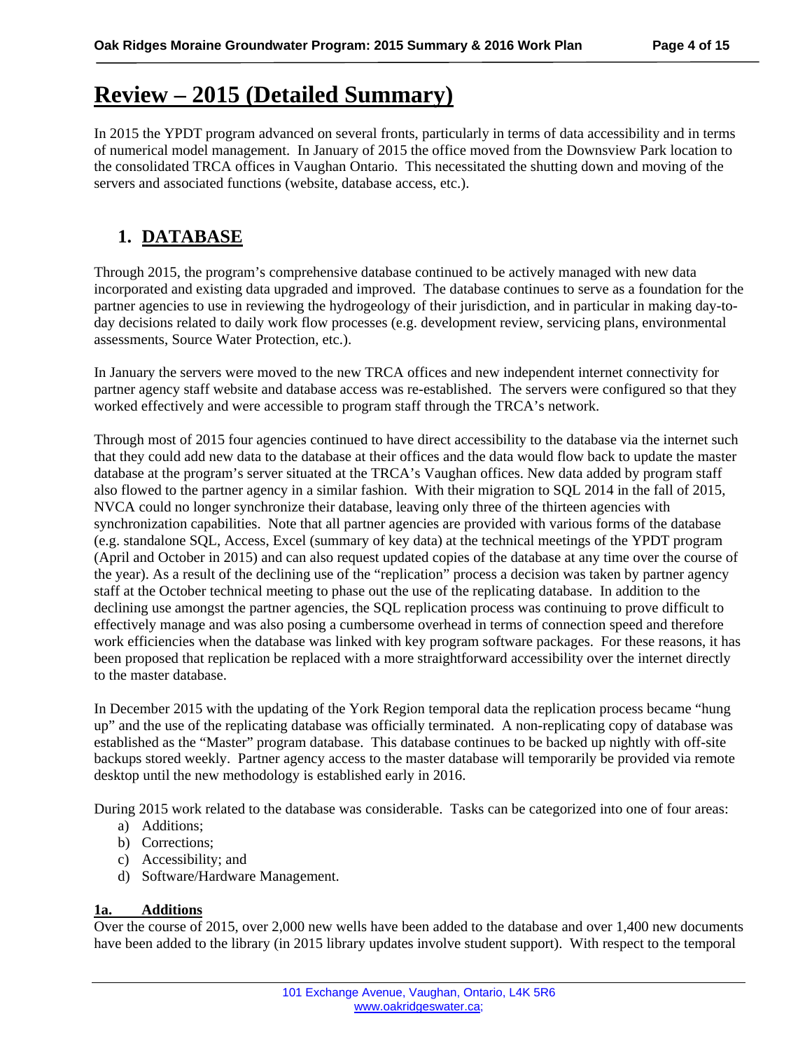# Review – 2015 (Detailed Summary)

In 2015 the YPDT program advanced on several fronts, particularly in terms of data accessibility and in terms of numerical model management. In January of 2015 the office moved from the Downsview Park location to the consolidated TRCA offices in Vaughan Ontario. This necessitated the shutting down and moving of the servers and associated functions (website, database access, etc.).

## 1. DATABASE

Through 2015, the program's comprehensive database continued to be actively managed with new data incorporated and existing data upgraded and improved. The database continues to serve as a foundation for the partner agencies to use in reviewing the hydrogeology of their jurisdiction, and in particular in making day-to-day decisions related to daily work flow processes (e.g. development review, servicing plans, environmental assessments, Source Water Protection, etc.).

In January the servers were moved to the new TRCA offices and new independent internet connectivity for partner agency staff website and database access was re-established. The servers were configured so that they worked effectively and were accessible to program staff through the TRCA's network.

Through most of 2015 four agencies continued to have direct accessibility to the database via the internet such that they could add new data to the database at their offices and the data would flow back to update the master database at the program's server situated at the TRCA's Vaughan offices. New data added by program staff also flowed to the partner agency in a similar fashion. With their migration to SQL 2014 in the fall of 2015, NVCA could no longer synchronize their database, leaving only three of the thirteen agencies with synchronization capabilities. Note that all partner agencies are provided with various forms of the database (e.g. standalone SQL, Access, Excel (summary of key data) at the technical meetings of the YPDT program (April and October in 2015) and can also request updated copies of the database at any time over the course of the year). As a result of the declining use of the "replication" process a decision was taken by partner agency staff at the October technical meeting to phase out the use of the replicating database. In addition to the declining use amongst the partner agencies, the SQL replication process was continuing to prove difficult to effectively manage and was also posing a cumbersome overhead in terms of connection speed and therefore work efficiencies when the database was linked with key program software packages. For these reasons, it has been proposed that replication be replaced with a more straightforward accessibility over the internet directly to the master database.

In December 2015 with the updating of the York Region temporal data the replication process became "hung up" and the use of the replicating database was officially terminated. A non-replicating copy of database was established as the "Master" program database. This database continues to be backed up nightly with off-site backups stored weekly. Partner agency access to the master database will temporarily be provided via remote desktop until the new methodology is established early in 2016.

During 2015 work related to the database was considerable. Tasks can be categorized into one of four areas:

a) Additions;
b) Corrections;
c) Accessibility; and
d) Software/Hardware Management.

### 1a. Additions

Over the course of 2015, over 2,000 new wells have been added to the database and over 1,400 new documents have been added to the library (in 2015 library updates involve student support). With respect to the temporal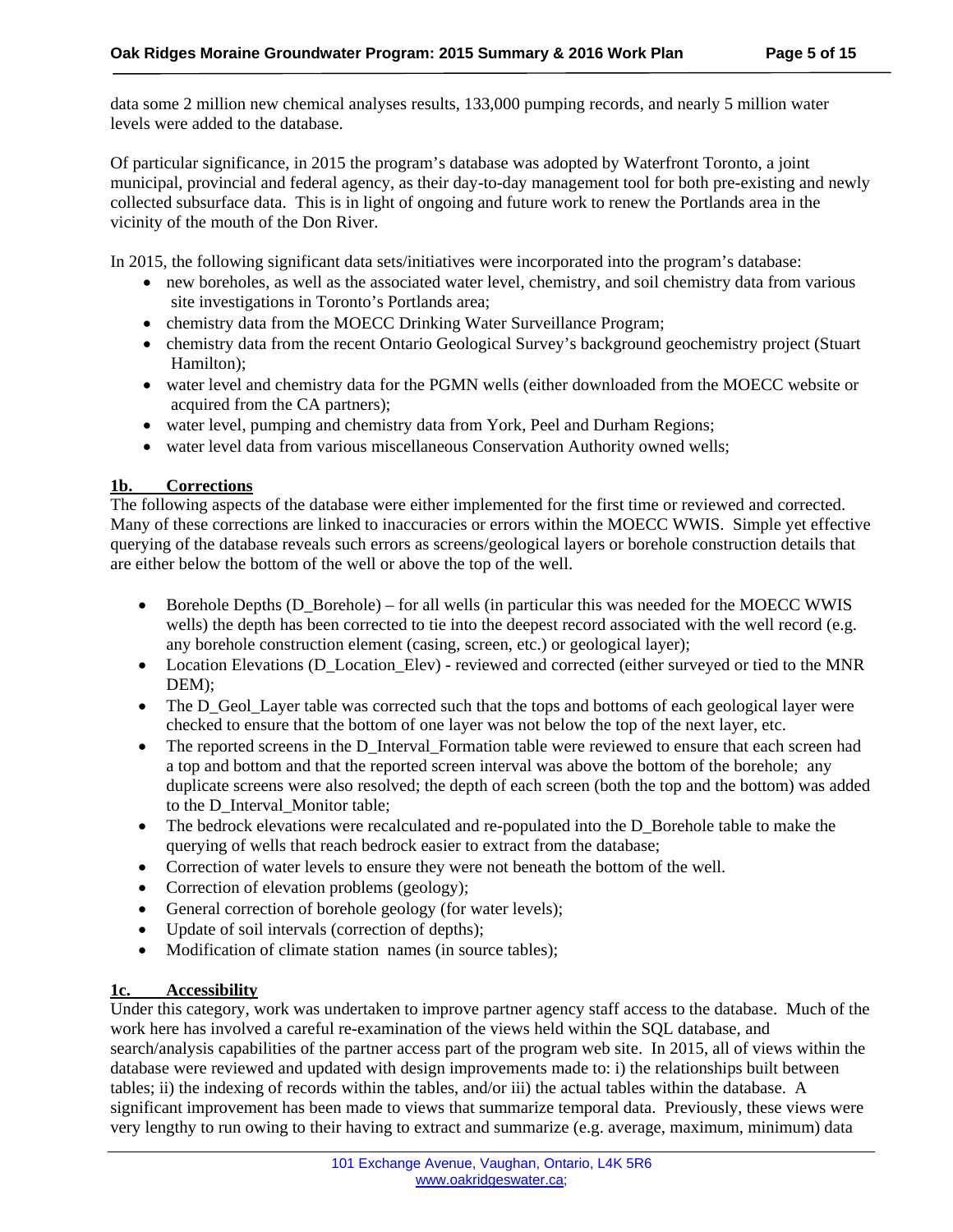data some 2 million new chemical analyses results, 133,000 pumping records, and nearly 5 million water levels were added to the database.

Of particular significance, in 2015 the program's database was adopted by Waterfront Toronto, a joint municipal, provincial and federal agency, as their day-to-day management tool for both pre-existing and newly collected subsurface data. This is in light of ongoing and future work to renew the Portlands area in the vicinity of the mouth of the Don River.

In 2015, the following significant data sets/initiatives were incorporated into the program's database:

- new boreholes, as well as the associated water level, chemistry, and soil chemistry data from various site investigations in Toronto's Portlands area;
- chemistry data from the MOECC Drinking Water Surveillance Program;
- chemistry data from the recent Ontario Geological Survey's background geochemistry project (Stuart Hamilton);
- water level and chemistry data for the PGMN wells (either downloaded from the MOECC website or acquired from the CA partners);
- water level, pumping and chemistry data from York, Peel and Durham Regions;
- water level data from various miscellaneous Conservation Authority owned wells;

### 1b. Corrections

The following aspects of the database were either implemented for the first time or reviewed and corrected. Many of these corrections are linked to inaccuracies or errors within the MOECC WWIS. Simple yet effective querying of the database reveals such errors as screens/geological layers or borehole construction details that are either below the bottom of the well or above the top of the well.

- Borehole Depths (D_Borehole) – for all wells (in particular this was needed for the MOECC WWIS wells) the depth has been corrected to tie into the deepest record associated with the well record (e.g. any borehole construction element (casing, screen, etc.) or geological layer);
- Location Elevations (D_Location_Elev) - reviewed and corrected (either surveyed or tied to the MNR DEM);
- The D_Geol_Layer table was corrected such that the tops and bottoms of each geological layer were checked to ensure that the bottom of one layer was not below the top of the next layer, etc.
- The reported screens in the D_Interval_Formation table were reviewed to ensure that each screen had a top and bottom and that the reported screen interval was above the bottom of the borehole; any duplicate screens were also resolved; the depth of each screen (both the top and the bottom) was added to the D_Interval_Monitor table;
- The bedrock elevations were recalculated and re-populated into the D_Borehole table to make the querying of wells that reach bedrock easier to extract from the database;
- Correction of water levels to ensure they were not beneath the bottom of the well.
- Correction of elevation problems (geology);
- General correction of borehole geology (for water levels);
- Update of soil intervals (correction of depths);
- Modification of climate station names (in source tables);

### 1c. Accessibility

Under this category, work was undertaken to improve partner agency staff access to the database. Much of the work here has involved a careful re-examination of the views held within the SQL database, and search/analysis capabilities of the partner access part of the program web site. In 2015, all of views within the database were reviewed and updated with design improvements made to: i) the relationships built between tables; ii) the indexing of records within the tables, and/or iii) the actual tables within the database. A significant improvement has been made to views that summarize temporal data. Previously, these views were very lengthy to run owing to their having to extract and summarize (e.g. average, maximum, minimum) data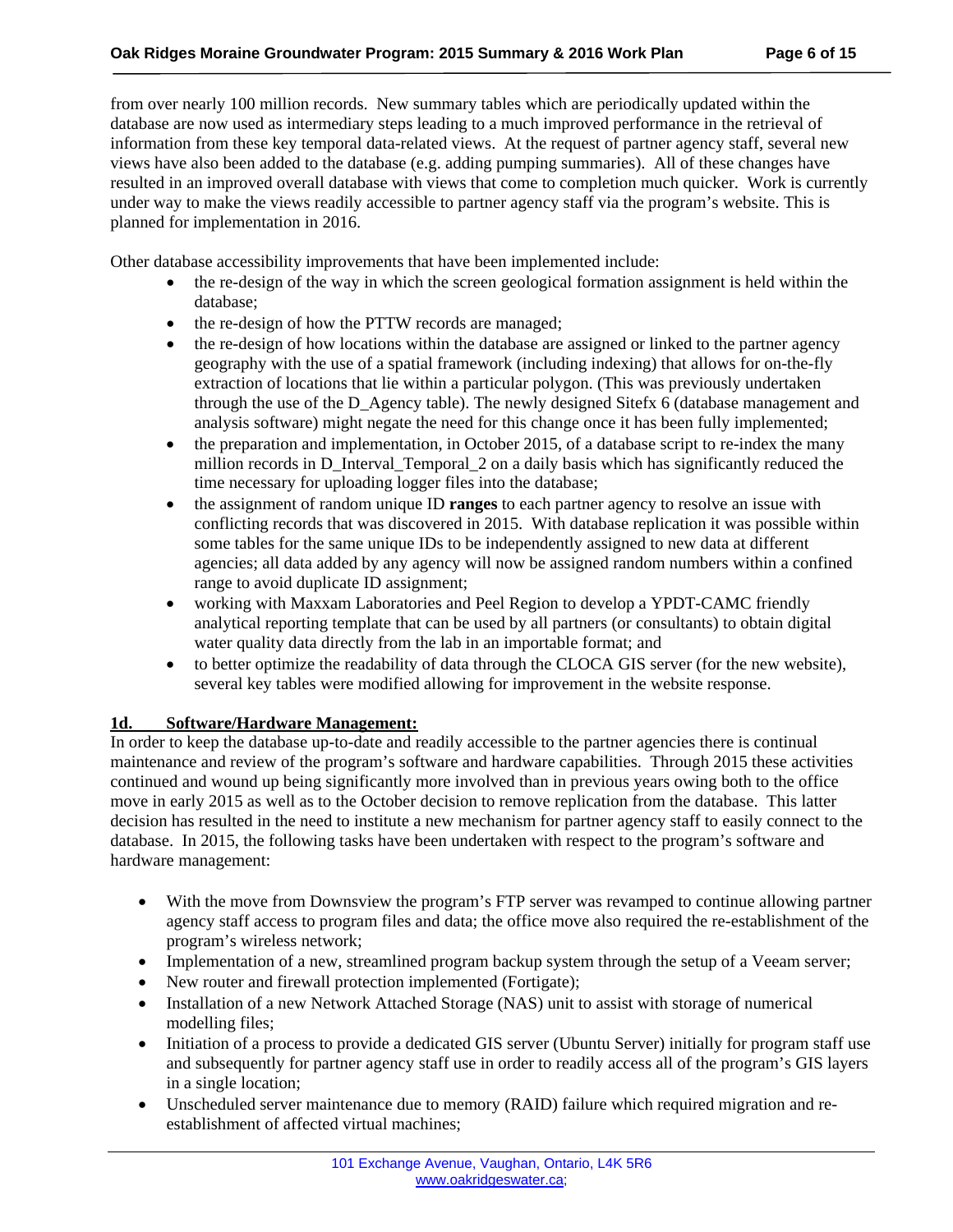from over nearly 100 million records. New summary tables which are periodically updated within the database are now used as intermediary steps leading to a much improved performance in the retrieval of information from these key temporal data-related views. At the request of partner agency staff, several new views have also been added to the database (e.g. adding pumping summaries). All of these changes have resulted in an improved overall database with views that come to completion much quicker. Work is currently under way to make the views readily accessible to partner agency staff via the program's website. This is planned for implementation in 2016.

Other database accessibility improvements that have been implemented include:

- the re-design of the way in which the screen geological formation assignment is held within the database;
- the re-design of how the PTTW records are managed;
- the re-design of how locations within the database are assigned or linked to the partner agency geography with the use of a spatial framework (including indexing) that allows for on-the-fly extraction of locations that lie within a particular polygon. (This was previously undertaken through the use of the D_Agency table). The newly designed Sitefx 6 (database management and analysis software) might negate the need for this change once it has been fully implemented;
- the preparation and implementation, in October 2015, of a database script to re-index the many million records in D_Interval_Temporal_2 on a daily basis which has significantly reduced the time necessary for uploading logger files into the database;
- the assignment of random unique ID **ranges** to each partner agency to resolve an issue with conflicting records that was discovered in 2015. With database replication it was possible within some tables for the same unique IDs to be independently assigned to new data at different agencies; all data added by any agency will now be assigned random numbers within a confined range to avoid duplicate ID assignment;
- working with Maxxam Laboratories and Peel Region to develop a YPDT-CAMC friendly analytical reporting template that can be used by all partners (or consultants) to obtain digital water quality data directly from the lab in an importable format; and
- to better optimize the readability of data through the CLOCA GIS server (for the new website), several key tables were modified allowing for improvement in the website response.

## 1d. Software/Hardware Management:

In order to keep the database up-to-date and readily accessible to the partner agencies there is continual maintenance and review of the program's software and hardware capabilities. Through 2015 these activities continued and wound up being significantly more involved than in previous years owing both to the office move in early 2015 as well as to the October decision to remove replication from the database. This latter decision has resulted in the need to institute a new mechanism for partner agency staff to easily connect to the database. In 2015, the following tasks have been undertaken with respect to the program's software and hardware management:

- With the move from Downsview the program's FTP server was revamped to continue allowing partner agency staff access to program files and data; the office move also required the re-establishment of the program's wireless network;
- Implementation of a new, streamlined program backup system through the setup of a Veeam server;
- New router and firewall protection implemented (Fortigate);
- Installation of a new Network Attached Storage (NAS) unit to assist with storage of numerical modelling files;
- Initiation of a process to provide a dedicated GIS server (Ubuntu Server) initially for program staff use and subsequently for partner agency staff use in order to readily access all of the program's GIS layers in a single location;
- Unscheduled server maintenance due to memory (RAID) failure which required migration and re-establishment of affected virtual machines;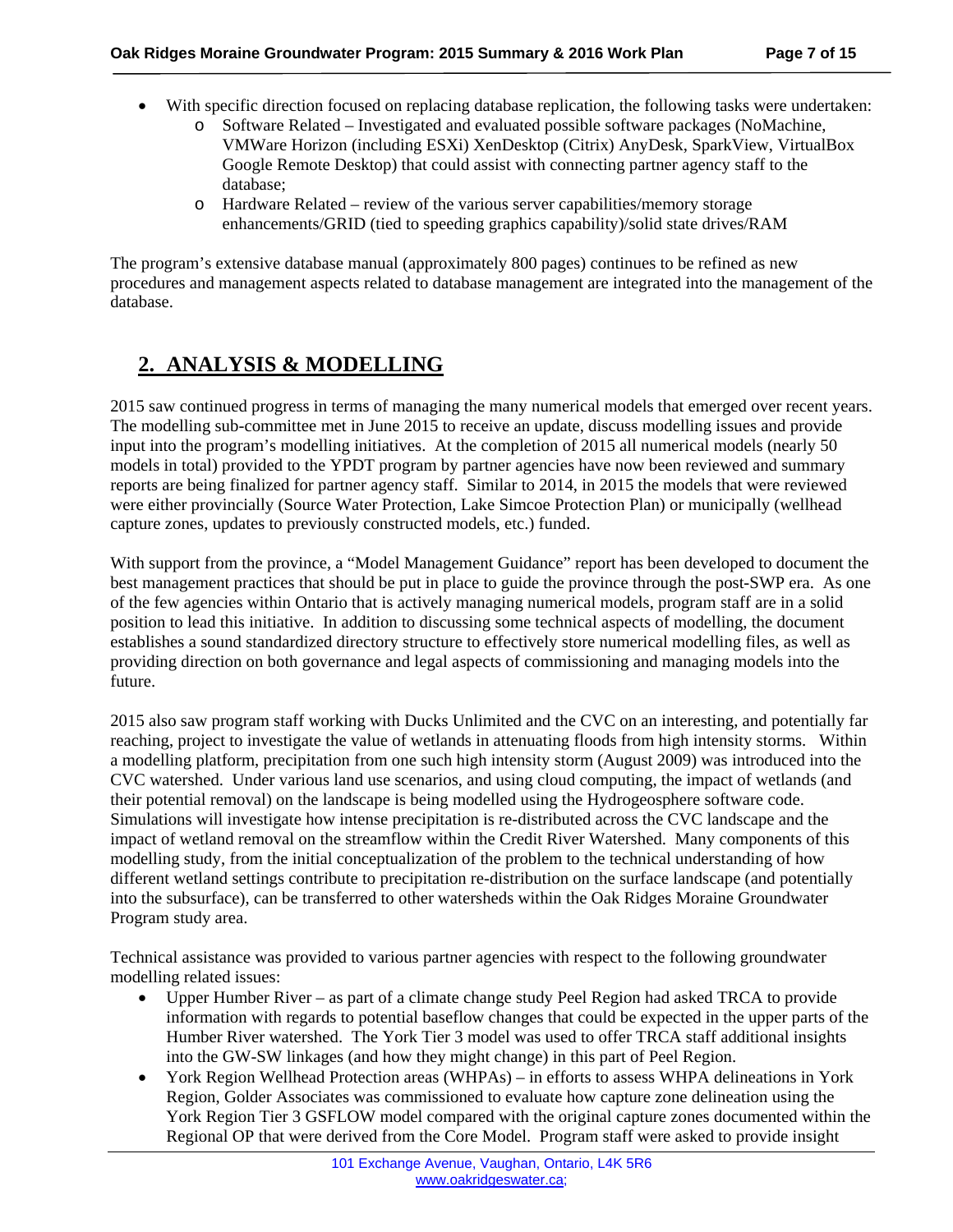- With specific direction focused on replacing database replication, the following tasks were undertaken:
  - Software Related – Investigated and evaluated possible software packages (NoMachine, VMWare Horizon (including ESXi) XenDesktop (Citrix) AnyDesk, SparkView, VirtualBox Google Remote Desktop) that could assist with connecting partner agency staff to the database;
  - Hardware Related – review of the various server capabilities/memory storage enhancements/GRID (tied to speeding graphics capability)/solid state drives/RAM

The program's extensive database manual (approximately 800 pages) continues to be refined as new procedures and management aspects related to database management are integrated into the management of the database.

## 2. ANALYSIS & MODELLING

2015 saw continued progress in terms of managing the many numerical models that emerged over recent years. The modelling sub-committee met in June 2015 to receive an update, discuss modelling issues and provide input into the program's modelling initiatives. At the completion of 2015 all numerical models (nearly 50 models in total) provided to the YPDT program by partner agencies have now been reviewed and summary reports are being finalized for partner agency staff. Similar to 2014, in 2015 the models that were reviewed were either provincially (Source Water Protection, Lake Simcoe Protection Plan) or municipally (wellhead capture zones, updates to previously constructed models, etc.) funded.

With support from the province, a "Model Management Guidance" report has been developed to document the best management practices that should be put in place to guide the province through the post-SWP era. As one of the few agencies within Ontario that is actively managing numerical models, program staff are in a solid position to lead this initiative. In addition to discussing some technical aspects of modelling, the document establishes a sound standardized directory structure to effectively store numerical modelling files, as well as providing direction on both governance and legal aspects of commissioning and managing models into the future.

2015 also saw program staff working with Ducks Unlimited and the CVC on an interesting, and potentially far reaching, project to investigate the value of wetlands in attenuating floods from high intensity storms. Within a modelling platform, precipitation from one such high intensity storm (August 2009) was introduced into the CVC watershed. Under various land use scenarios, and using cloud computing, the impact of wetlands (and their potential removal) on the landscape is being modelled using the Hydrogeosphere software code. Simulations will investigate how intense precipitation is re-distributed across the CVC landscape and the impact of wetland removal on the streamflow within the Credit River Watershed. Many components of this modelling study, from the initial conceptualization of the problem to the technical understanding of how different wetland settings contribute to precipitation re-distribution on the surface landscape (and potentially into the subsurface), can be transferred to other watersheds within the Oak Ridges Moraine Groundwater Program study area.

Technical assistance was provided to various partner agencies with respect to the following groundwater modelling related issues:

- Upper Humber River – as part of a climate change study Peel Region had asked TRCA to provide information with regards to potential baseflow changes that could be expected in the upper parts of the Humber River watershed. The York Tier 3 model was used to offer TRCA staff additional insights into the GW-SW linkages (and how they might change) in this part of Peel Region.
- York Region Wellhead Protection areas (WHPAs) – in efforts to assess WHPA delineations in York Region, Golder Associates was commissioned to evaluate how capture zone delineation using the York Region Tier 3 GSFLOW model compared with the original capture zones documented within the Regional OP that were derived from the Core Model. Program staff were asked to provide insight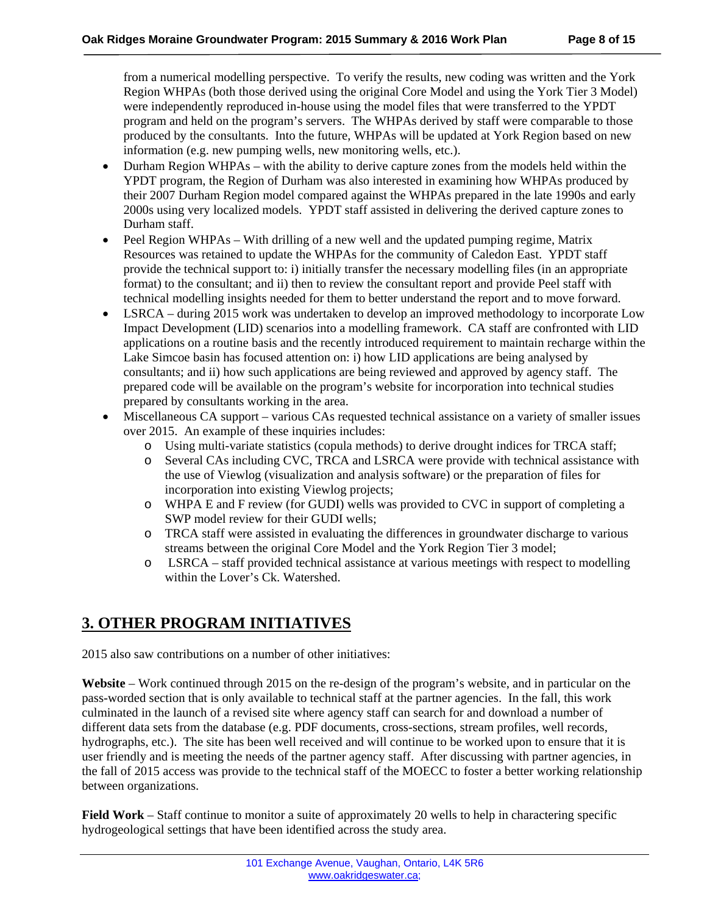from a numerical modelling perspective. To verify the results, new coding was written and the York Region WHPAs (both those derived using the original Core Model and using the York Tier 3 Model) were independently reproduced in-house using the model files that were transferred to the YPDT program and held on the program's servers. The WHPAs derived by staff were comparable to those produced by the consultants. Into the future, WHPAs will be updated at York Region based on new information (e.g. new pumping wells, new monitoring wells, etc.).

- Durham Region WHPAs – with the ability to derive capture zones from the models held within the YPDT program, the Region of Durham was also interested in examining how WHPAs produced by their 2007 Durham Region model compared against the WHPAs prepared in the late 1990s and early 2000s using very localized models. YPDT staff assisted in delivering the derived capture zones to Durham staff.
- Peel Region WHPAs – With drilling of a new well and the updated pumping regime, Matrix Resources was retained to update the WHPAs for the community of Caledon East. YPDT staff provide the technical support to: i) initially transfer the necessary modelling files (in an appropriate format) to the consultant; and ii) then to review the consultant report and provide Peel staff with technical modelling insights needed for them to better understand the report and to move forward.
- LSRCA – during 2015 work was undertaken to develop an improved methodology to incorporate Low Impact Development (LID) scenarios into a modelling framework. CA staff are confronted with LID applications on a routine basis and the recently introduced requirement to maintain recharge within the Lake Simcoe basin has focused attention on: i) how LID applications are being analysed by consultants; and ii) how such applications are being reviewed and approved by agency staff. The prepared code will be available on the program's website for incorporation into technical studies prepared by consultants working in the area.
- Miscellaneous CA support – various CAs requested technical assistance on a variety of smaller issues over 2015. An example of these inquiries includes:
  - Using multi-variate statistics (copula methods) to derive drought indices for TRCA staff;
  - Several CAs including CVC, TRCA and LSRCA were provide with technical assistance with the use of Viewlog (visualization and analysis software) or the preparation of files for incorporation into existing Viewlog projects;
  - WHPA E and F review (for GUDI) wells was provided to CVC in support of completing a SWP model review for their GUDI wells;
  - TRCA staff were assisted in evaluating the differences in groundwater discharge to various streams between the original Core Model and the York Region Tier 3 model;
  - LSRCA – staff provided technical assistance at various meetings with respect to modelling within the Lover's Ck. Watershed.

## 3. OTHER PROGRAM INITIATIVES

2015 also saw contributions on a number of other initiatives:

**Website** – Work continued through 2015 on the re-design of the program's website, and in particular on the pass-worded section that is only available to technical staff at the partner agencies. In the fall, this work culminated in the launch of a revised site where agency staff can search for and download a number of different data sets from the database (e.g. PDF documents, cross-sections, stream profiles, well records, hydrographs, etc.). The site has been well received and will continue to be worked upon to ensure that it is user friendly and is meeting the needs of the partner agency staff. After discussing with partner agencies, in the fall of 2015 access was provide to the technical staff of the MOECC to foster a better working relationship between organizations.

**Field Work** – Staff continue to monitor a suite of approximately 20 wells to help in charactering specific hydrogeological settings that have been identified across the study area.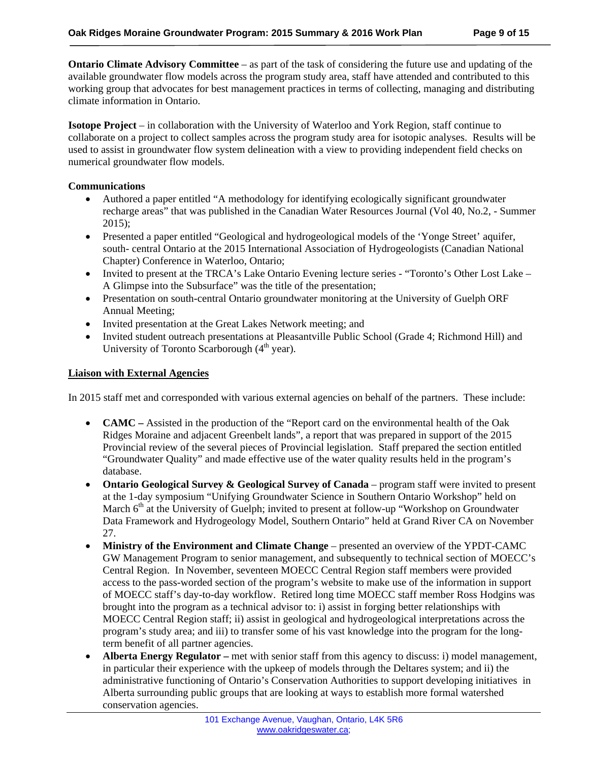**Ontario Climate Advisory Committee** – as part of the task of considering the future use and updating of the available groundwater flow models across the program study area, staff have attended and contributed to this working group that advocates for best management practices in terms of collecting, managing and distributing climate information in Ontario.

**Isotope Project** – in collaboration with the University of Waterloo and York Region, staff continue to collaborate on a project to collect samples across the program study area for isotopic analyses. Results will be used to assist in groundwater flow system delineation with a view to providing independent field checks on numerical groundwater flow models.

**Communications**

- Authored a paper entitled "A methodology for identifying ecologically significant groundwater recharge areas" that was published in the Canadian Water Resources Journal (Vol 40, No.2, - Summer 2015);
- Presented a paper entitled "Geological and hydrogeological models of the 'Yonge Street' aquifer, south- central Ontario at the 2015 International Association of Hydrogeologists (Canadian National Chapter) Conference in Waterloo, Ontario;
- Invited to present at the TRCA's Lake Ontario Evening lecture series - "Toronto's Other Lost Lake – A Glimpse into the Subsurface" was the title of the presentation;
- Presentation on south-central Ontario groundwater monitoring at the University of Guelph ORF Annual Meeting;
- Invited presentation at the Great Lakes Network meeting; and
- Invited student outreach presentations at Pleasantville Public School (Grade 4; Richmond Hill) and University of Toronto Scarborough (4th year).

## Liaison with External Agencies

In 2015 staff met and corresponded with various external agencies on behalf of the partners. These include:

- **CAMC –** Assisted in the production of the "Report card on the environmental health of the Oak Ridges Moraine and adjacent Greenbelt lands", a report that was prepared in support of the 2015 Provincial review of the several pieces of Provincial legislation. Staff prepared the section entitled "Groundwater Quality" and made effective use of the water quality results held in the program's database.
- **Ontario Geological Survey & Geological Survey of Canada** – program staff were invited to present at the 1-day symposium "Unifying Groundwater Science in Southern Ontario Workshop" held on March 6th at the University of Guelph; invited to present at follow-up "Workshop on Groundwater Data Framework and Hydrogeology Model, Southern Ontario" held at Grand River CA on November 27.
- **Ministry of the Environment and Climate Change** – presented an overview of the YPDT-CAMC GW Management Program to senior management, and subsequently to technical section of MOECC's Central Region. In November, seventeen MOECC Central Region staff members were provided access to the pass-worded section of the program's website to make use of the information in support of MOECC staff's day-to-day workflow. Retired long time MOECC staff member Ross Hodgins was brought into the program as a technical advisor to: i) assist in forging better relationships with MOECC Central Region staff; ii) assist in geological and hydrogeological interpretations across the program's study area; and iii) to transfer some of his vast knowledge into the program for the long-term benefit of all partner agencies.
- **Alberta Energy Regulator –** met with senior staff from this agency to discuss: i) model management, in particular their experience with the upkeep of models through the Deltares system; and ii) the administrative functioning of Ontario's Conservation Authorities to support developing initiatives in Alberta surrounding public groups that are looking at ways to establish more formal watershed conservation agencies.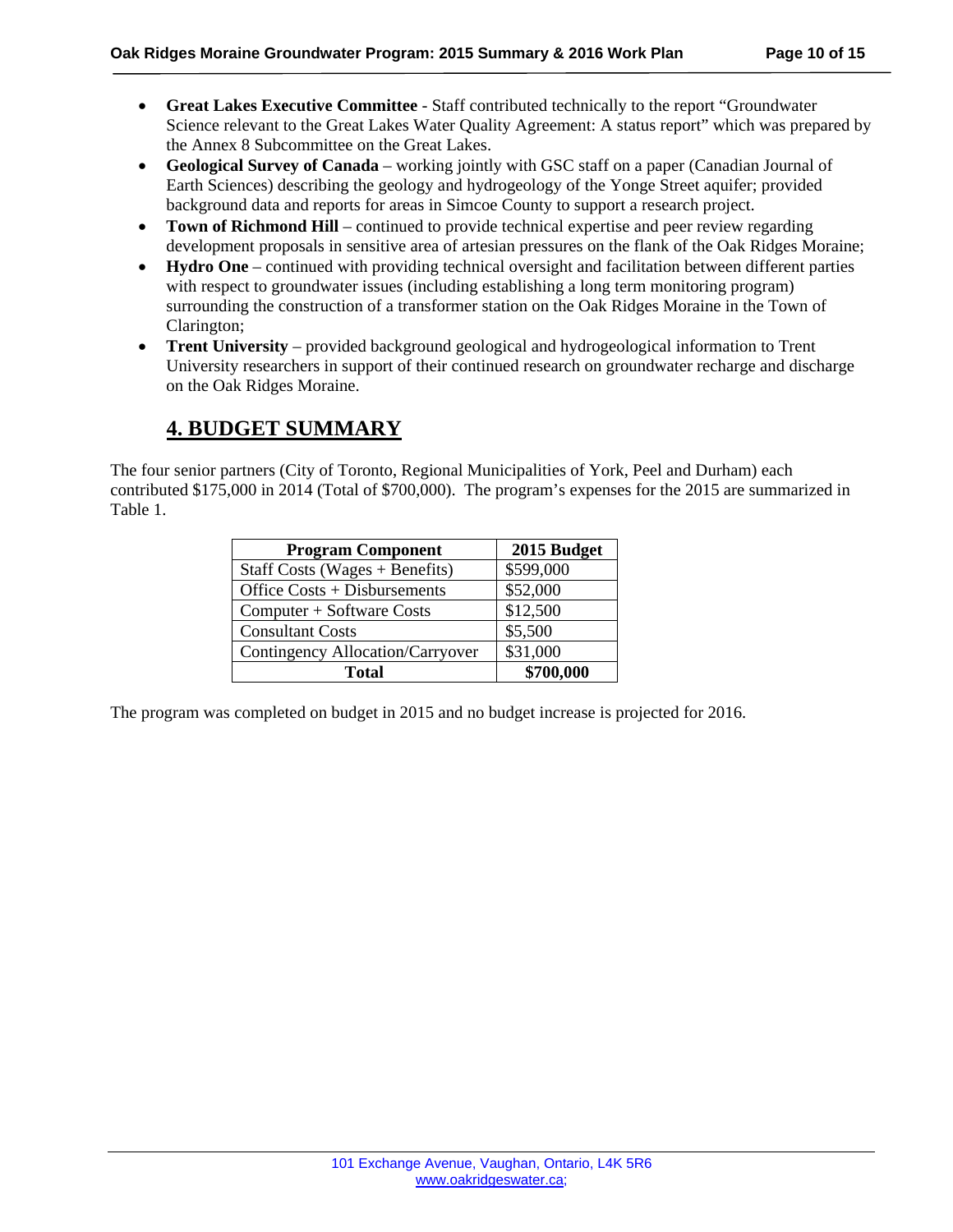- **Great Lakes Executive Committee** - Staff contributed technically to the report "Groundwater Science relevant to the Great Lakes Water Quality Agreement: A status report" which was prepared by the Annex 8 Subcommittee on the Great Lakes.
- **Geological Survey of Canada** – working jointly with GSC staff on a paper (Canadian Journal of Earth Sciences) describing the geology and hydrogeology of the Yonge Street aquifer; provided background data and reports for areas in Simcoe County to support a research project.
- **Town of Richmond Hill** – continued to provide technical expertise and peer review regarding development proposals in sensitive area of artesian pressures on the flank of the Oak Ridges Moraine;
- **Hydro One** – continued with providing technical oversight and facilitation between different parties with respect to groundwater issues (including establishing a long term monitoring program) surrounding the construction of a transformer station on the Oak Ridges Moraine in the Town of Clarington;
- **Trent University** – provided background geological and hydrogeological information to Trent University researchers in support of their continued research on groundwater recharge and discharge on the Oak Ridges Moraine.

## 4. BUDGET SUMMARY

The four senior partners (City of Toronto, Regional Municipalities of York, Peel and Durham) each contributed $175,000 in 2014 (Total of $700,000). The program's expenses for the 2015 are summarized in Table 1.

| Program Component | 2015 Budget |
|---|---|
| Staff Costs (Wages + Benefits) | $599,000 |
| Office Costs + Disbursements | $52,000 |
| Computer + Software Costs | $12,500 |
| Consultant Costs | $5,500 |
| Contingency Allocation/Carryover | $31,000 |
| **Total** | **$700,000** |

The program was completed on budget in 2015 and no budget increase is projected for 2016.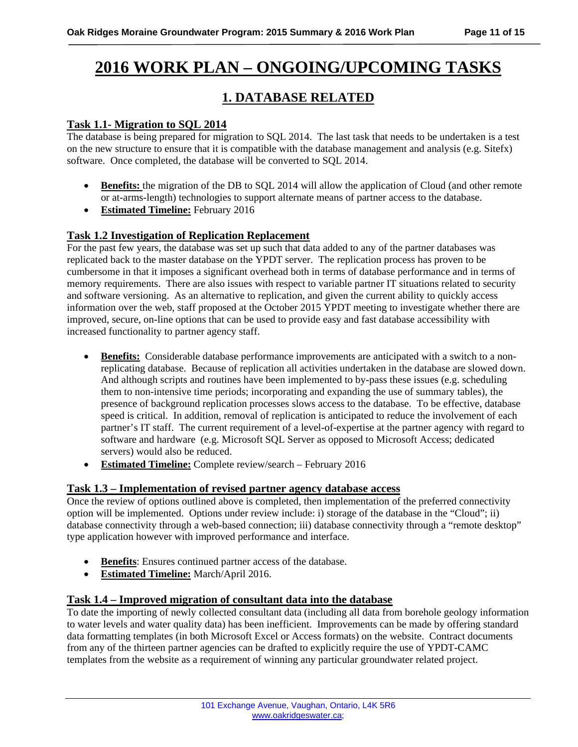# 2016 WORK PLAN – ONGOING/UPCOMING TASKS

## 1. DATABASE RELATED

### Task 1.1- Migration to SQL 2014

The database is being prepared for migration to SQL 2014. The last task that needs to be undertaken is a test on the new structure to ensure that it is compatible with the database management and analysis (e.g. Sitefx) software. Once completed, the database will be converted to SQL 2014.

- **Benefits:** the migration of the DB to SQL 2014 will allow the application of Cloud (and other remote or at-arms-length) technologies to support alternate means of partner access to the database.
- **Estimated Timeline:** February 2016

### Task 1.2 Investigation of Replication Replacement

For the past few years, the database was set up such that data added to any of the partner databases was replicated back to the master database on the YPDT server. The replication process has proven to be cumbersome in that it imposes a significant overhead both in terms of database performance and in terms of memory requirements. There are also issues with respect to variable partner IT situations related to security and software versioning. As an alternative to replication, and given the current ability to quickly access information over the web, staff proposed at the October 2015 YPDT meeting to investigate whether there are improved, secure, on-line options that can be used to provide easy and fast database accessibility with increased functionality to partner agency staff.

- **Benefits:** Considerable database performance improvements are anticipated with a switch to a non-replicating database. Because of replication all activities undertaken in the database are slowed down. And although scripts and routines have been implemented to by-pass these issues (e.g. scheduling them to non-intensive time periods; incorporating and expanding the use of summary tables), the presence of background replication processes slows access to the database. To be effective, database speed is critical. In addition, removal of replication is anticipated to reduce the involvement of each partner's IT staff. The current requirement of a level-of-expertise at the partner agency with regard to software and hardware (e.g. Microsoft SQL Server as opposed to Microsoft Access; dedicated servers) would also be reduced.
- **Estimated Timeline:** Complete review/search – February 2016

### Task 1.3 – Implementation of revised partner agency database access

Once the review of options outlined above is completed, then implementation of the preferred connectivity option will be implemented. Options under review include: i) storage of the database in the "Cloud"; ii) database connectivity through a web-based connection; iii) database connectivity through a "remote desktop" type application however with improved performance and interface.

- **Benefits**: Ensures continued partner access of the database.
- **Estimated Timeline:** March/April 2016.

### Task 1.4 – Improved migration of consultant data into the database

To date the importing of newly collected consultant data (including all data from borehole geology information to water levels and water quality data) has been inefficient. Improvements can be made by offering standard data formatting templates (in both Microsoft Excel or Access formats) on the website. Contract documents from any of the thirteen partner agencies can be drafted to explicitly require the use of YPDT-CAMC templates from the website as a requirement of winning any particular groundwater related project.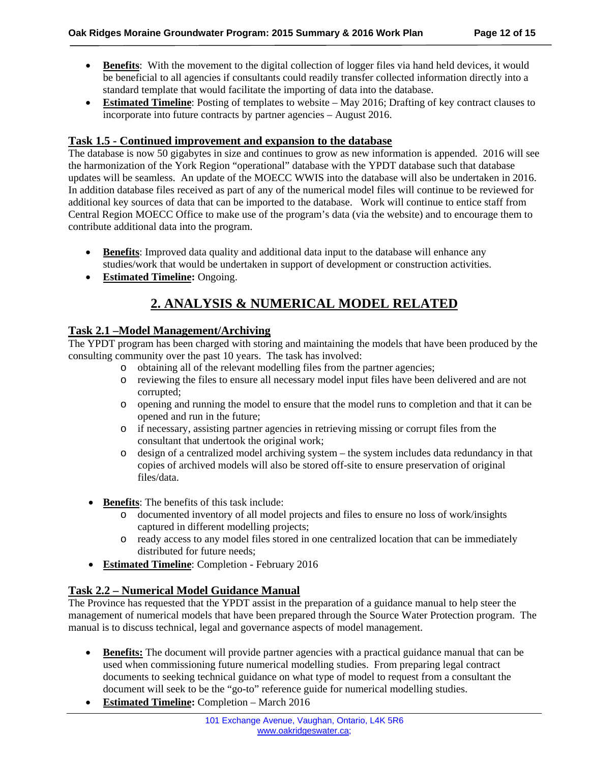- **Benefits**: With the movement to the digital collection of logger files via hand held devices, it would be beneficial to all agencies if consultants could readily transfer collected information directly into a standard template that would facilitate the importing of data into the database.
- **Estimated Timeline**: Posting of templates to website – May 2016; Drafting of key contract clauses to incorporate into future contracts by partner agencies – August 2016.

### Task 1.5 - Continued improvement and expansion to the database

The database is now 50 gigabytes in size and continues to grow as new information is appended. 2016 will see the harmonization of the York Region "operational" database with the YPDT database such that database updates will be seamless. An update of the MOECC WWIS into the database will also be undertaken in 2016. In addition database files received as part of any of the numerical model files will continue to be reviewed for additional key sources of data that can be imported to the database. Work will continue to entice staff from Central Region MOECC Office to make use of the program's data (via the website) and to encourage them to contribute additional data into the program.

- **Benefits**: Improved data quality and additional data input to the database will enhance any studies/work that would be undertaken in support of development or construction activities.
- **Estimated Timeline:** Ongoing.

## 2. ANALYSIS & NUMERICAL MODEL RELATED

### Task 2.1 –Model Management/Archiving

The YPDT program has been charged with storing and maintaining the models that have been produced by the consulting community over the past 10 years. The task has involved:

- obtaining all of the relevant modelling files from the partner agencies;
- reviewing the files to ensure all necessary model input files have been delivered and are not corrupted;
- opening and running the model to ensure that the model runs to completion and that it can be opened and run in the future;
- if necessary, assisting partner agencies in retrieving missing or corrupt files from the consultant that undertook the original work;
- design of a centralized model archiving system – the system includes data redundancy in that copies of archived models will also be stored off-site to ensure preservation of original files/data.

- **Benefits**: The benefits of this task include:
  - documented inventory of all model projects and files to ensure no loss of work/insights captured in different modelling projects;
  - ready access to any model files stored in one centralized location that can be immediately distributed for future needs;
- **Estimated Timeline**: Completion - February 2016

### Task 2.2 – Numerical Model Guidance Manual

The Province has requested that the YPDT assist in the preparation of a guidance manual to help steer the management of numerical models that have been prepared through the Source Water Protection program. The manual is to discuss technical, legal and governance aspects of model management.

- **Benefits:** The document will provide partner agencies with a practical guidance manual that can be used when commissioning future numerical modelling studies. From preparing legal contract documents to seeking technical guidance on what type of model to request from a consultant the document will seek to be the "go-to" reference guide for numerical modelling studies.
- **Estimated Timeline:** Completion – March 2016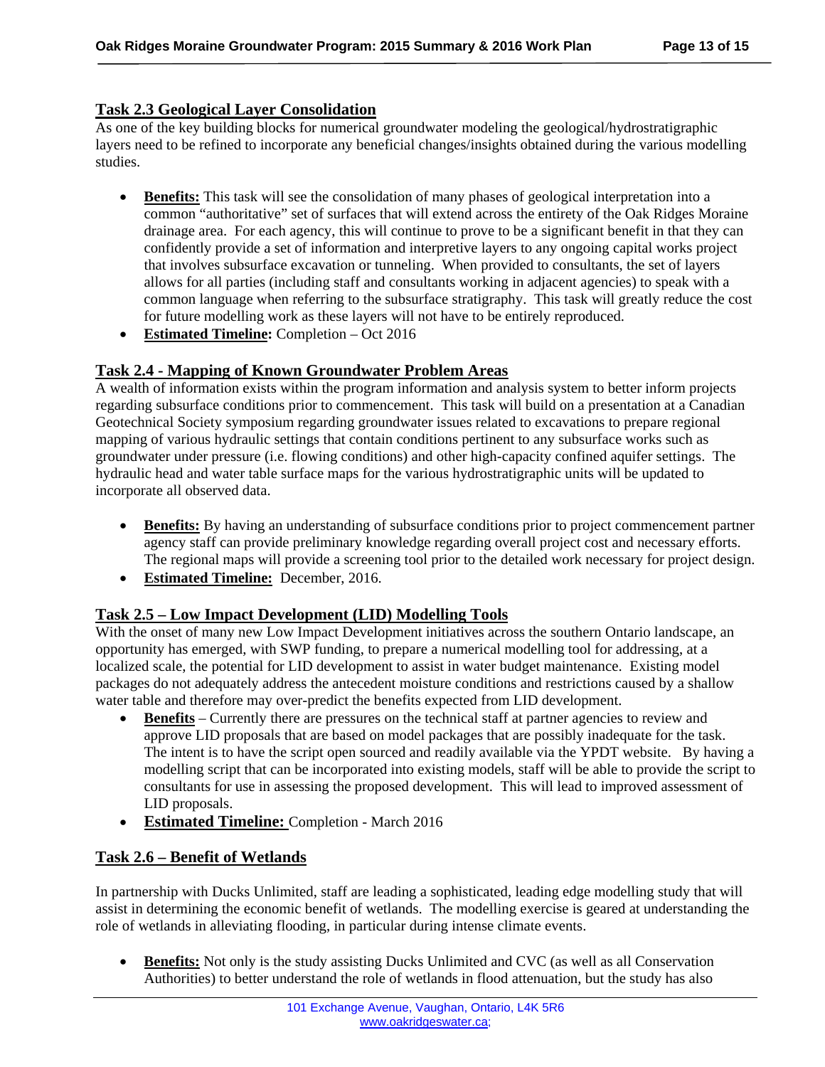## Task 2.3 Geological Layer Consolidation

As one of the key building blocks for numerical groundwater modeling the geological/hydrostratigraphic layers need to be refined to incorporate any beneficial changes/insights obtained during the various modelling studies.

- **Benefits:** This task will see the consolidation of many phases of geological interpretation into a common "authoritative" set of surfaces that will extend across the entirety of the Oak Ridges Moraine drainage area. For each agency, this will continue to prove to be a significant benefit in that they can confidently provide a set of information and interpretive layers to any ongoing capital works project that involves subsurface excavation or tunneling. When provided to consultants, the set of layers allows for all parties (including staff and consultants working in adjacent agencies) to speak with a common language when referring to the subsurface stratigraphy. This task will greatly reduce the cost for future modelling work as these layers will not have to be entirely reproduced.
- **Estimated Timeline:** Completion – Oct 2016

## Task 2.4 - Mapping of Known Groundwater Problem Areas

A wealth of information exists within the program information and analysis system to better inform projects regarding subsurface conditions prior to commencement. This task will build on a presentation at a Canadian Geotechnical Society symposium regarding groundwater issues related to excavations to prepare regional mapping of various hydraulic settings that contain conditions pertinent to any subsurface works such as groundwater under pressure (i.e. flowing conditions) and other high-capacity confined aquifer settings. The hydraulic head and water table surface maps for the various hydrostratigraphic units will be updated to incorporate all observed data.

- **Benefits:** By having an understanding of subsurface conditions prior to project commencement partner agency staff can provide preliminary knowledge regarding overall project cost and necessary efforts. The regional maps will provide a screening tool prior to the detailed work necessary for project design.
- **Estimated Timeline:** December, 2016.

## Task 2.5 – Low Impact Development (LID) Modelling Tools

With the onset of many new Low Impact Development initiatives across the southern Ontario landscape, an opportunity has emerged, with SWP funding, to prepare a numerical modelling tool for addressing, at a localized scale, the potential for LID development to assist in water budget maintenance. Existing model packages do not adequately address the antecedent moisture conditions and restrictions caused by a shallow water table and therefore may over-predict the benefits expected from LID development.

- **Benefits** – Currently there are pressures on the technical staff at partner agencies to review and approve LID proposals that are based on model packages that are possibly inadequate for the task. The intent is to have the script open sourced and readily available via the YPDT website. By having a modelling script that can be incorporated into existing models, staff will be able to provide the script to consultants for use in assessing the proposed development. This will lead to improved assessment of LID proposals.
- **Estimated Timeline:** Completion - March 2016

## Task 2.6 – Benefit of Wetlands

In partnership with Ducks Unlimited, staff are leading a sophisticated, leading edge modelling study that will assist in determining the economic benefit of wetlands. The modelling exercise is geared at understanding the role of wetlands in alleviating flooding, in particular during intense climate events.

- **Benefits:** Not only is the study assisting Ducks Unlimited and CVC (as well as all Conservation Authorities) to better understand the role of wetlands in flood attenuation, but the study has also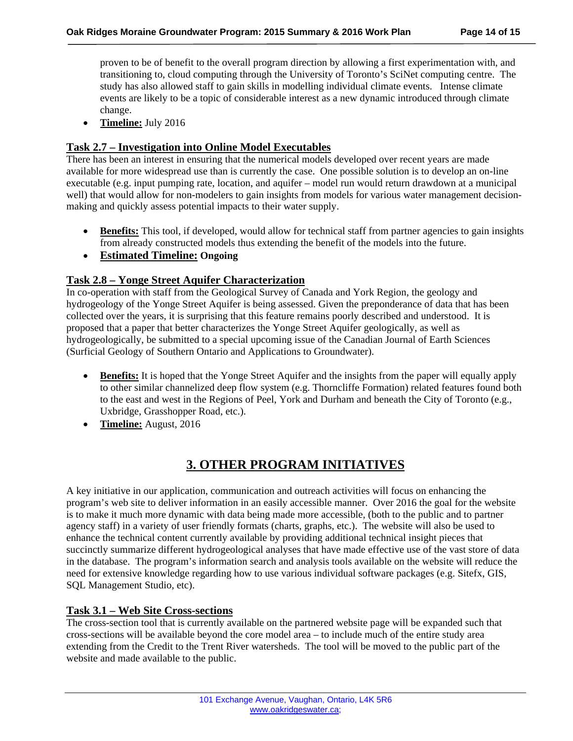proven to be of benefit to the overall program direction by allowing a first experimentation with, and transitioning to, cloud computing through the University of Toronto's SciNet computing centre. The study has also allowed staff to gain skills in modelling individual climate events. Intense climate events are likely to be a topic of considerable interest as a new dynamic introduced through climate change.

- **Timeline:** July 2016

### Task 2.7 – Investigation into Online Model Executables

There has been an interest in ensuring that the numerical models developed over recent years are made available for more widespread use than is currently the case. One possible solution is to develop an on-line executable (e.g. input pumping rate, location, and aquifer – model run would return drawdown at a municipal well) that would allow for non-modelers to gain insights from models for various water management decision-making and quickly assess potential impacts to their water supply.

- **Benefits:** This tool, if developed, would allow for technical staff from partner agencies to gain insights from already constructed models thus extending the benefit of the models into the future.
- **Estimated Timeline: Ongoing**

### Task 2.8 – Yonge Street Aquifer Characterization

In co-operation with staff from the Geological Survey of Canada and York Region, the geology and hydrogeology of the Yonge Street Aquifer is being assessed. Given the preponderance of data that has been collected over the years, it is surprising that this feature remains poorly described and understood. It is proposed that a paper that better characterizes the Yonge Street Aquifer geologically, as well as hydrogeologically, be submitted to a special upcoming issue of the Canadian Journal of Earth Sciences (Surficial Geology of Southern Ontario and Applications to Groundwater).

- **Benefits:** It is hoped that the Yonge Street Aquifer and the insights from the paper will equally apply to other similar channelized deep flow system (e.g. Thorncliffe Formation) related features found both to the east and west in the Regions of Peel, York and Durham and beneath the City of Toronto (e.g., Uxbridge, Grasshopper Road, etc.).
- **Timeline:** August, 2016

## 3. OTHER PROGRAM INITIATIVES

A key initiative in our application, communication and outreach activities will focus on enhancing the program's web site to deliver information in an easily accessible manner. Over 2016 the goal for the website is to make it much more dynamic with data being made more accessible, (both to the public and to partner agency staff) in a variety of user friendly formats (charts, graphs, etc.). The website will also be used to enhance the technical content currently available by providing additional technical insight pieces that succinctly summarize different hydrogeological analyses that have made effective use of the vast store of data in the database. The program's information search and analysis tools available on the website will reduce the need for extensive knowledge regarding how to use various individual software packages (e.g. Sitefx, GIS, SQL Management Studio, etc).

### Task 3.1 – Web Site Cross-sections

The cross-section tool that is currently available on the partnered website page will be expanded such that cross-sections will be available beyond the core model area – to include much of the entire study area extending from the Credit to the Trent River watersheds. The tool will be moved to the public part of the website and made available to the public.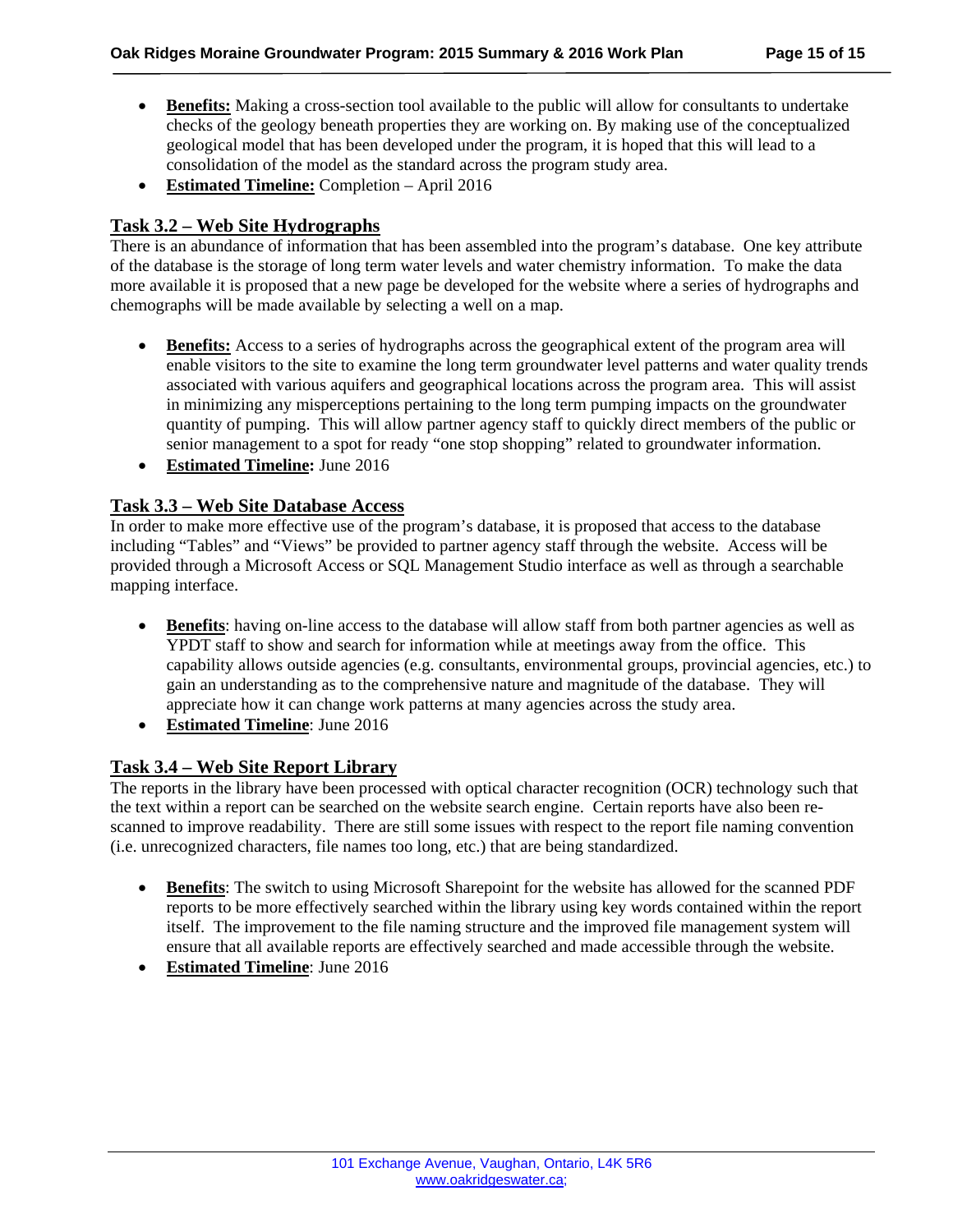- **Benefits:** Making a cross-section tool available to the public will allow for consultants to undertake checks of the geology beneath properties they are working on. By making use of the conceptualized geological model that has been developed under the program, it is hoped that this will lead to a consolidation of the model as the standard across the program study area.
- **Estimated Timeline:** Completion – April 2016

### Task 3.2 – Web Site Hydrographs

There is an abundance of information that has been assembled into the program's database. One key attribute of the database is the storage of long term water levels and water chemistry information. To make the data more available it is proposed that a new page be developed for the website where a series of hydrographs and chemographs will be made available by selecting a well on a map.

- **Benefits:** Access to a series of hydrographs across the geographical extent of the program area will enable visitors to the site to examine the long term groundwater level patterns and water quality trends associated with various aquifers and geographical locations across the program area. This will assist in minimizing any misperceptions pertaining to the long term pumping impacts on the groundwater quantity of pumping. This will allow partner agency staff to quickly direct members of the public or senior management to a spot for ready "one stop shopping" related to groundwater information.
- **Estimated Timeline:** June 2016

### Task 3.3 – Web Site Database Access

In order to make more effective use of the program's database, it is proposed that access to the database including "Tables" and "Views" be provided to partner agency staff through the website. Access will be provided through a Microsoft Access or SQL Management Studio interface as well as through a searchable mapping interface.

- **Benefits**: having on-line access to the database will allow staff from both partner agencies as well as YPDT staff to show and search for information while at meetings away from the office. This capability allows outside agencies (e.g. consultants, environmental groups, provincial agencies, etc.) to gain an understanding as to the comprehensive nature and magnitude of the database. They will appreciate how it can change work patterns at many agencies across the study area.
- **Estimated Timeline**: June 2016

### Task 3.4 – Web Site Report Library

The reports in the library have been processed with optical character recognition (OCR) technology such that the text within a report can be searched on the website search engine. Certain reports have also been re-scanned to improve readability. There are still some issues with respect to the report file naming convention (i.e. unrecognized characters, file names too long, etc.) that are being standardized.

- **Benefits**: The switch to using Microsoft Sharepoint for the website has allowed for the scanned PDF reports to be more effectively searched within the library using key words contained within the report itself. The improvement to the file naming structure and the improved file management system will ensure that all available reports are effectively searched and made accessible through the website.
- **Estimated Timeline**: June 2016